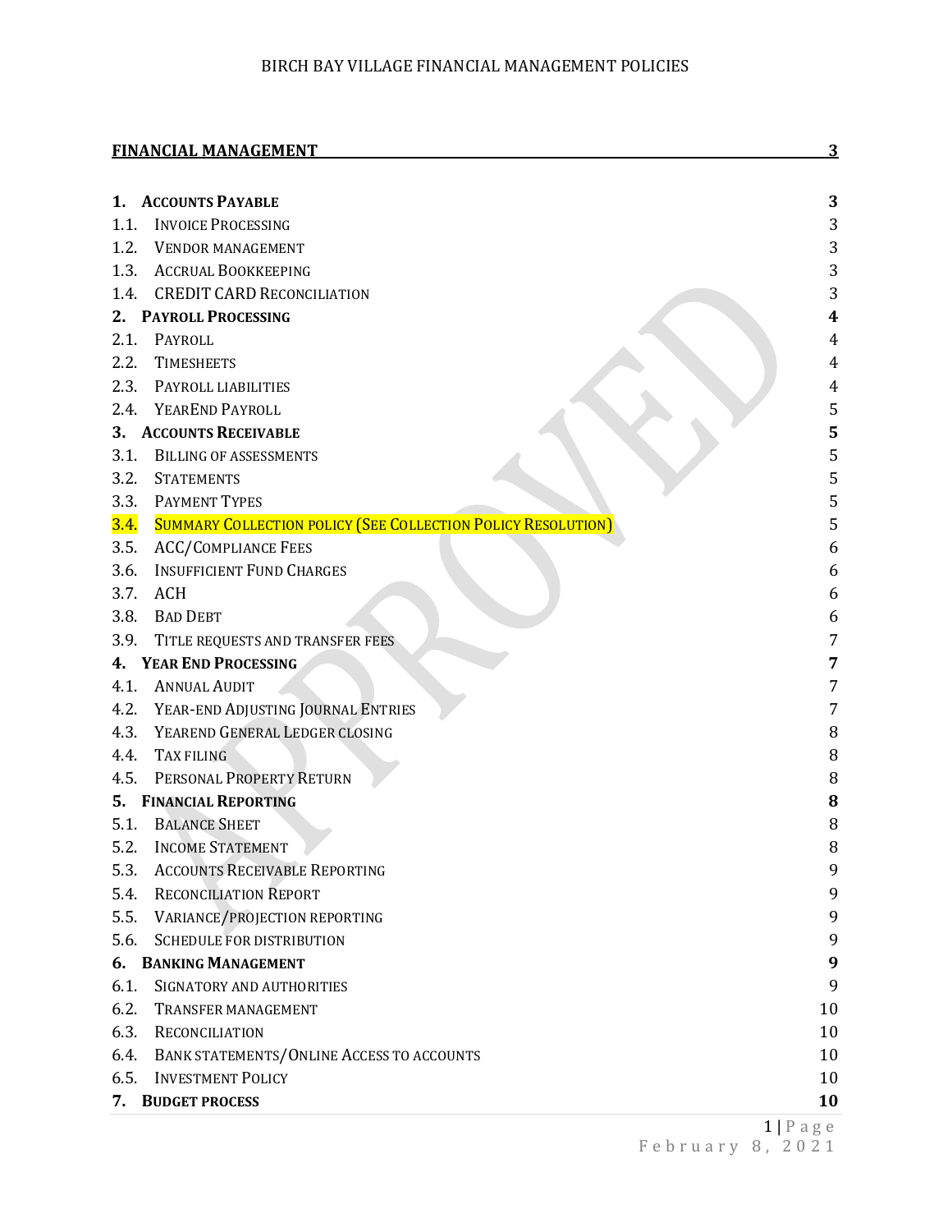**FINANCIAL MANAGEMENT** 3

**1. ACCOUNTS PAYABLE** 3
1.1. INVOICE PROCESSING 3
1.2. VENDOR MANAGEMENT 3
1.3. ACCRUAL BOOKKEEPING 3
1.4. CREDIT CARD RECONCILIATION 3
**2. PAYROLL PROCESSING** 4
2.1. PAYROLL 4
2.2. TIMESHEETS 4
2.3. PAYROLL LIABILITIES 4
2.4. YEAREND PAYROLL 5
**3. ACCOUNTS RECEIVABLE** 5
3.1. BILLING OF ASSESSMENTS 5
3.2. STATEMENTS 5
3.3. PAYMENT TYPES 5
3.4. SUMMARY COLLECTION POLICY (SEE COLLECTION POLICY RESOLUTION) 5
3.5. ACC/COMPLIANCE FEES 6
3.6. INSUFFICIENT FUND CHARGES 6
3.7. ACH 6
3.8. BAD DEBT 6
3.9. TITLE REQUESTS AND TRANSFER FEES 7
**4. YEAR END PROCESSING** 7
4.1. ANNUAL AUDIT 7
4.2. YEAR-END ADJUSTING JOURNAL ENTRIES 7
4.3. YEAREND GENERAL LEDGER CLOSING 8
4.4. TAX FILING 8
4.5. PERSONAL PROPERTY RETURN 8
**5. FINANCIAL REPORTING** 8
5.1. BALANCE SHEET 8
5.2. INCOME STATEMENT 8
5.3. ACCOUNTS RECEIVABLE REPORTING 9
5.4. RECONCILIATION REPORT 9
5.5. VARIANCE/PROJECTION REPORTING 9
5.6. SCHEDULE FOR DISTRIBUTION 9
**6. BANKING MANAGEMENT** 9
6.1. SIGNATORY AND AUTHORITIES 9
6.2. TRANSFER MANAGEMENT 10
6.3. RECONCILIATION 10
6.4. BANK STATEMENTS/ONLINE ACCESS TO ACCOUNTS 10
6.5. INVESTMENT POLICY 10
**7. BUDGET PROCESS** 10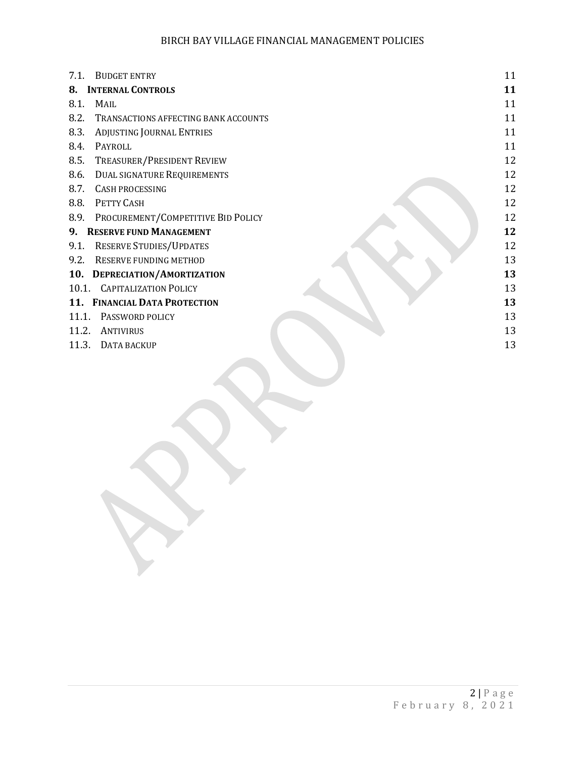| | |
|---|---|
| 7.1. Budget entry | 11 |
| **8. Internal Controls** | **11** |
| 8.1. Mail | 11 |
| 8.2. Transactions affecting bank accounts | 11 |
| 8.3. Adjusting Journal Entries | 11 |
| 8.4. Payroll | 11 |
| 8.5. Treasurer/President Review | 12 |
| 8.6. Dual signature Requirements | 12 |
| 8.7. Cash processing | 12 |
| 8.8. Petty Cash | 12 |
| 8.9. Procurement/Competitive Bid Policy | 12 |
| **9. Reserve fund Management** | **12** |
| 9.1. Reserve Studies/Updates | 12 |
| 9.2. Reserve funding method | 13 |
| **10. Depreciation/Amortization** | **13** |
| 10.1. Capitalization Policy | 13 |
| **11. Financial Data Protection** | **13** |
| 11.1. Password policy | 13 |
| 11.2. Antivirus | 13 |
| 11.3. Data backup | 13 |

APPROVED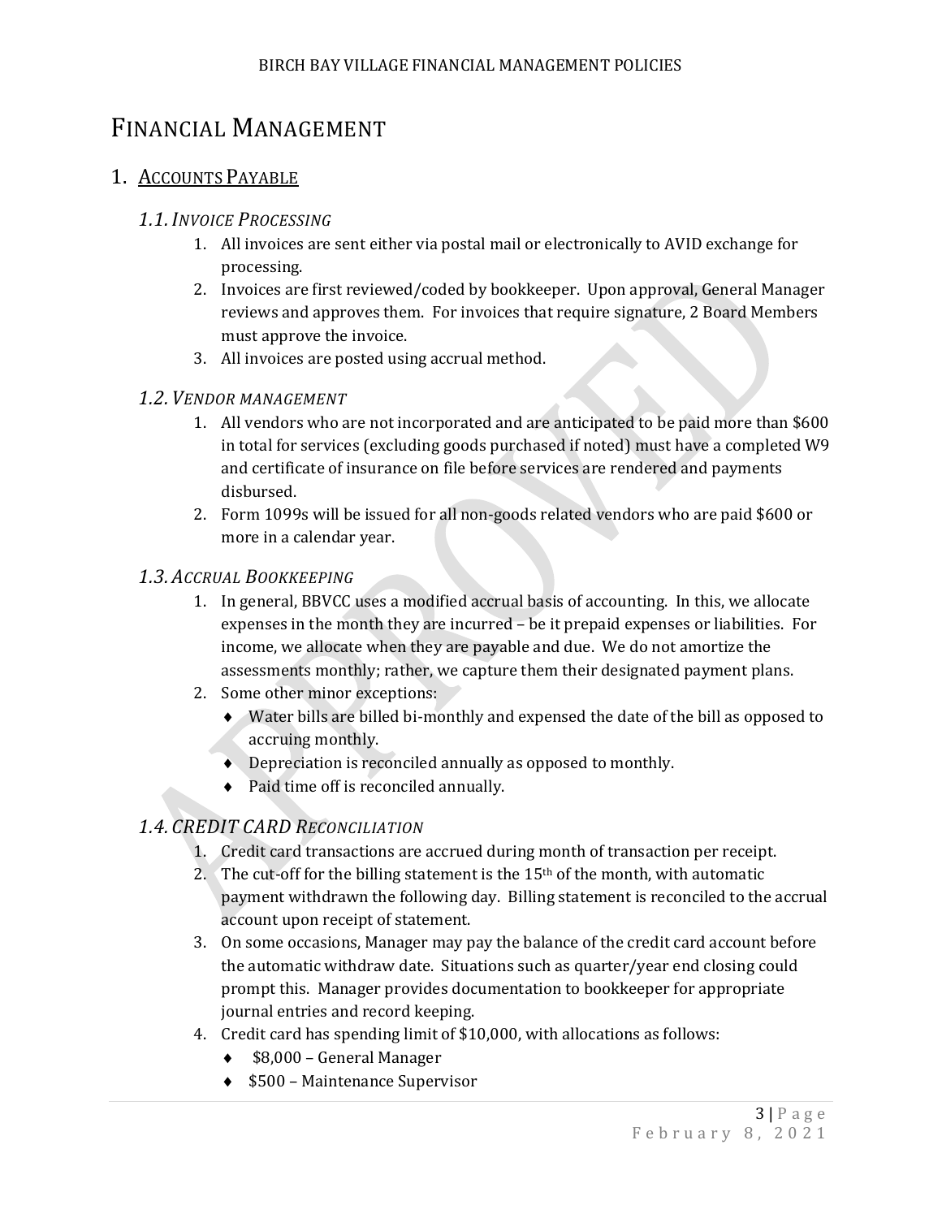# Financial Management

## 1. Accounts Payable

### *1.1. Invoice Processing*

1. All invoices are sent either via postal mail or electronically to AVID exchange for processing.
2. Invoices are first reviewed/coded by bookkeeper. Upon approval, General Manager reviews and approves them. For invoices that require signature, 2 Board Members must approve the invoice.
3. All invoices are posted using accrual method.

### *1.2. Vendor management*

1. All vendors who are not incorporated and are anticipated to be paid more than $600 in total for services (excluding goods purchased if noted) must have a completed W9 and certificate of insurance on file before services are rendered and payments disbursed.
2. Form 1099s will be issued for all non-goods related vendors who are paid $600 or more in a calendar year.

### *1.3. Accrual Bookkeeping*

1. In general, BBVCC uses a modified accrual basis of accounting. In this, we allocate expenses in the month they are incurred – be it prepaid expenses or liabilities. For income, we allocate when they are payable and due. We do not amortize the assessments monthly; rather, we capture them their designated payment plans.
2. Some other minor exceptions:
   - Water bills are billed bi-monthly and expensed the date of the bill as opposed to accruing monthly.
   - Depreciation is reconciled annually as opposed to monthly.
   - Paid time off is reconciled annually.

### *1.4. CREDIT CARD Reconciliation*

1. Credit card transactions are accrued during month of transaction per receipt.
2. The cut-off for the billing statement is the 15th of the month, with automatic payment withdrawn the following day. Billing statement is reconciled to the accrual account upon receipt of statement.
3. On some occasions, Manager may pay the balance of the credit card account before the automatic withdraw date. Situations such as quarter/year end closing could prompt this. Manager provides documentation to bookkeeper for appropriate journal entries and record keeping.
4. Credit card has spending limit of $10,000, with allocations as follows:
   - $8,000 – General Manager
   - $500 – Maintenance Supervisor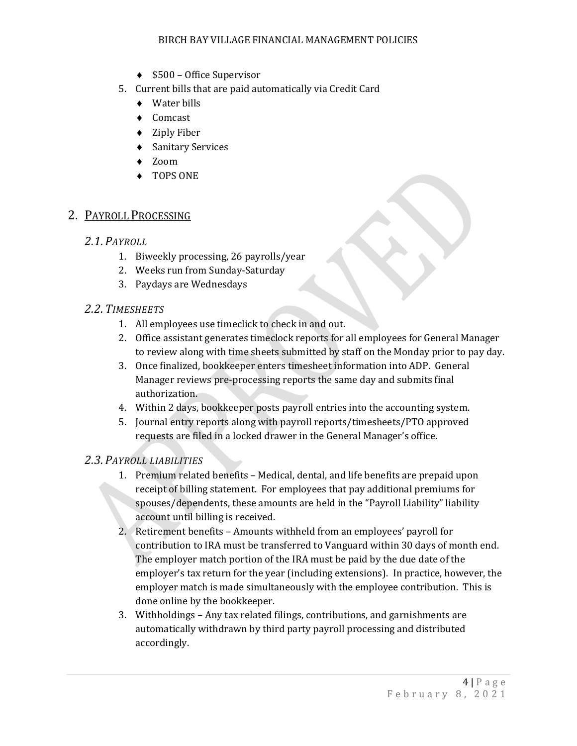- $500 – Office Supervisor

5. Current bills that are paid automatically via Credit Card
   - Water bills
   - Comcast
   - Ziply Fiber
   - Sanitary Services
   - Zoom
   - TOPS ONE

## 2. Payroll Processing

### 2.1. *Payroll*

1. Biweekly processing, 26 payrolls/year
2. Weeks run from Sunday-Saturday
3. Paydays are Wednesdays

### 2.2. *Timesheets*

1. All employees use timeclick to check in and out.
2. Office assistant generates timeclock reports for all employees for General Manager to review along with time sheets submitted by staff on the Monday prior to pay day.
3. Once finalized, bookkeeper enters timesheet information into ADP. General Manager reviews pre-processing reports the same day and submits final authorization.
4. Within 2 days, bookkeeper posts payroll entries into the accounting system.
5. Journal entry reports along with payroll reports/timesheets/PTO approved requests are filed in a locked drawer in the General Manager's office.

### 2.3. *Payroll liabilities*

1. Premium related benefits – Medical, dental, and life benefits are prepaid upon receipt of billing statement. For employees that pay additional premiums for spouses/dependents, these amounts are held in the "Payroll Liability" liability account until billing is received.
2. Retirement benefits – Amounts withheld from an employees' payroll for contribution to IRA must be transferred to Vanguard within 30 days of month end. The employer match portion of the IRA must be paid by the due date of the employer's tax return for the year (including extensions). In practice, however, the employer match is made simultaneously with the employee contribution. This is done online by the bookkeeper.
3. Withholdings – Any tax related filings, contributions, and garnishments are automatically withdrawn by third party payroll processing and distributed accordingly.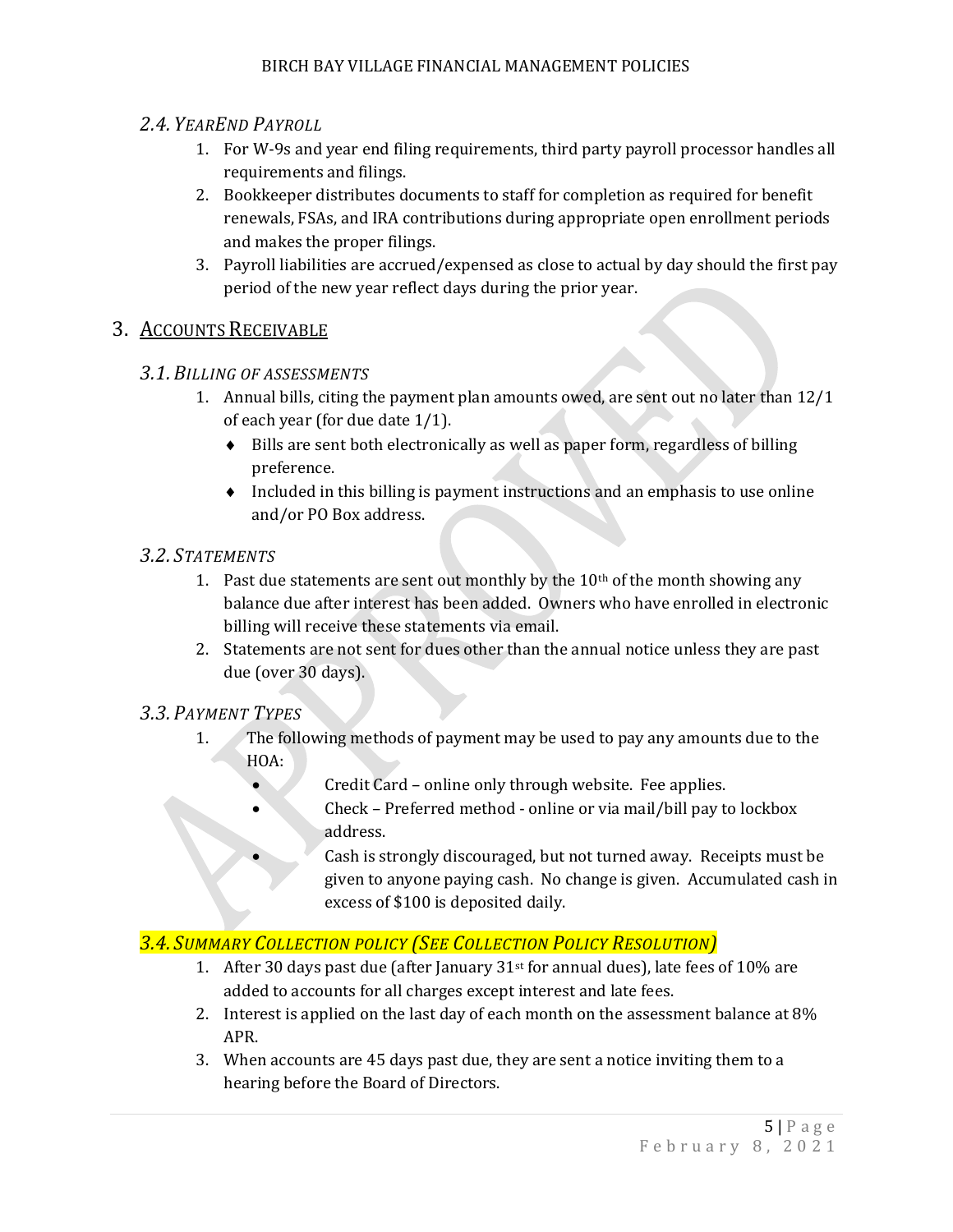### *2.4. YearEnd Payroll*

1. For W-9s and year end filing requirements, third party payroll processor handles all requirements and filings.
2. Bookkeeper distributes documents to staff for completion as required for benefit renewals, FSAs, and IRA contributions during appropriate open enrollment periods and makes the proper filings.
3. Payroll liabilities are accrued/expensed as close to actual by day should the first pay period of the new year reflect days during the prior year.

## 3. Accounts Receivable

### *3.1. Billing of assessments*

1. Annual bills, citing the payment plan amounts owed, are sent out no later than 12/1 of each year (for due date 1/1).
   - Bills are sent both electronically as well as paper form, regardless of billing preference.
   - Included in this billing is payment instructions and an emphasis to use online and/or PO Box address.

### *3.2. Statements*

1. Past due statements are sent out monthly by the 10th of the month showing any balance due after interest has been added. Owners who have enrolled in electronic billing will receive these statements via email.
2. Statements are not sent for dues other than the annual notice unless they are past due (over 30 days).

### *3.3. Payment Types*

1. The following methods of payment may be used to pay any amounts due to the HOA:
   - Credit Card – online only through website. Fee applies.
   - Check – Preferred method - online or via mail/bill pay to lockbox address.
   - Cash is strongly discouraged, but not turned away. Receipts must be given to anyone paying cash. No change is given. Accumulated cash in excess of $100 is deposited daily.

### *3.4. Summary Collection policy (See Collection Policy Resolution)*

1. After 30 days past due (after January 31st for annual dues), late fees of 10% are added to accounts for all charges except interest and late fees.
2. Interest is applied on the last day of each month on the assessment balance at 8% APR.
3. When accounts are 45 days past due, they are sent a notice inviting them to a hearing before the Board of Directors.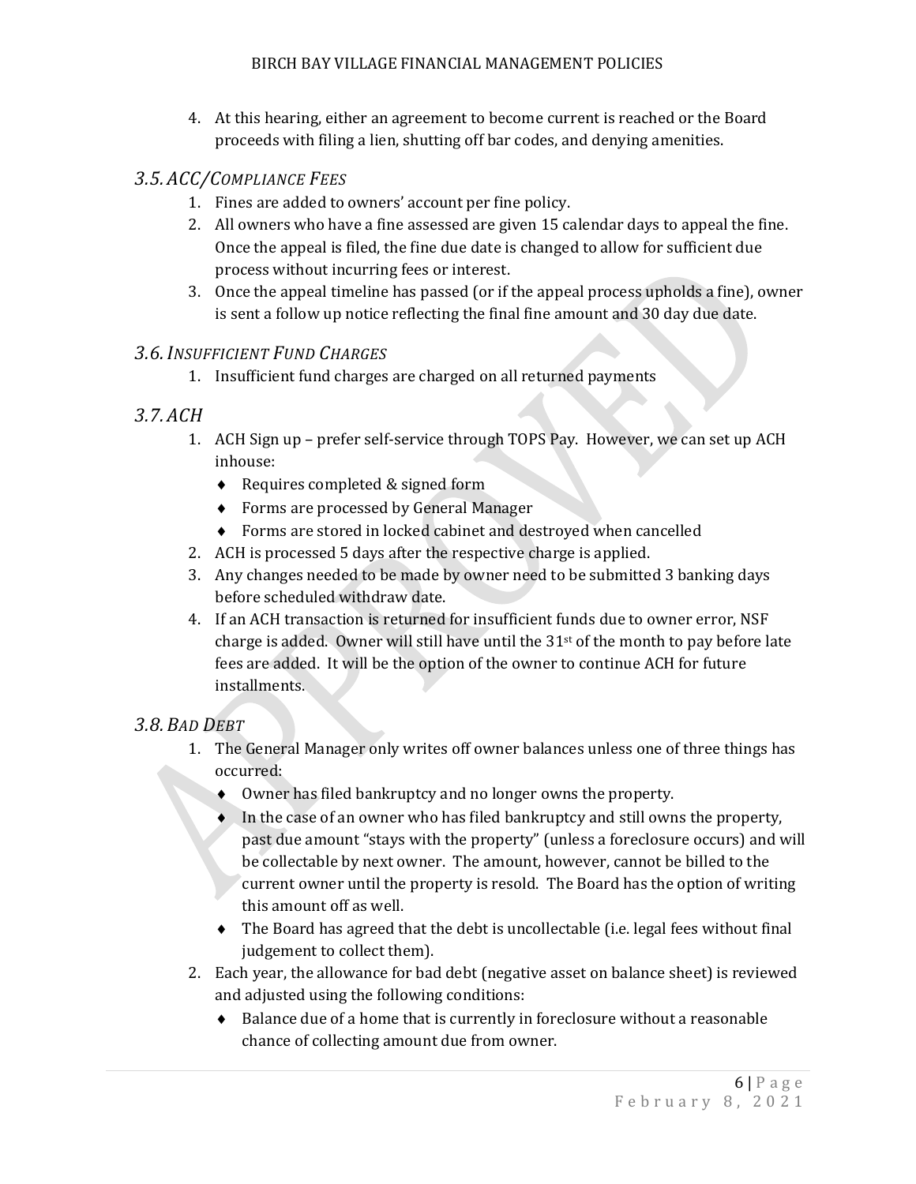4. At this hearing, either an agreement to become current is reached or the Board proceeds with filing a lien, shutting off bar codes, and denying amenities.

## *3.5. ACC/Compliance Fees*

1. Fines are added to owners' account per fine policy.
2. All owners who have a fine assessed are given 15 calendar days to appeal the fine. Once the appeal is filed, the fine due date is changed to allow for sufficient due process without incurring fees or interest.
3. Once the appeal timeline has passed (or if the appeal process upholds a fine), owner is sent a follow up notice reflecting the final fine amount and 30 day due date.

## *3.6. Insufficient Fund Charges*

1. Insufficient fund charges are charged on all returned payments

## *3.7. ACH*

1. ACH Sign up – prefer self-service through TOPS Pay. However, we can set up ACH inhouse:
   - Requires completed & signed form
   - Forms are processed by General Manager
   - Forms are stored in locked cabinet and destroyed when cancelled
2. ACH is processed 5 days after the respective charge is applied.
3. Any changes needed to be made by owner need to be submitted 3 banking days before scheduled withdraw date.
4. If an ACH transaction is returned for insufficient funds due to owner error, NSF charge is added. Owner will still have until the 31st of the month to pay before late fees are added. It will be the option of the owner to continue ACH for future installments.

## *3.8. Bad Debt*

1. The General Manager only writes off owner balances unless one of three things has occurred:
   - Owner has filed bankruptcy and no longer owns the property.
   - In the case of an owner who has filed bankruptcy and still owns the property, past due amount "stays with the property" (unless a foreclosure occurs) and will be collectable by next owner. The amount, however, cannot be billed to the current owner until the property is resold. The Board has the option of writing this amount off as well.
   - The Board has agreed that the debt is uncollectable (i.e. legal fees without final judgement to collect them).
2. Each year, the allowance for bad debt (negative asset on balance sheet) is reviewed and adjusted using the following conditions:
   - Balance due of a home that is currently in foreclosure without a reasonable chance of collecting amount due from owner.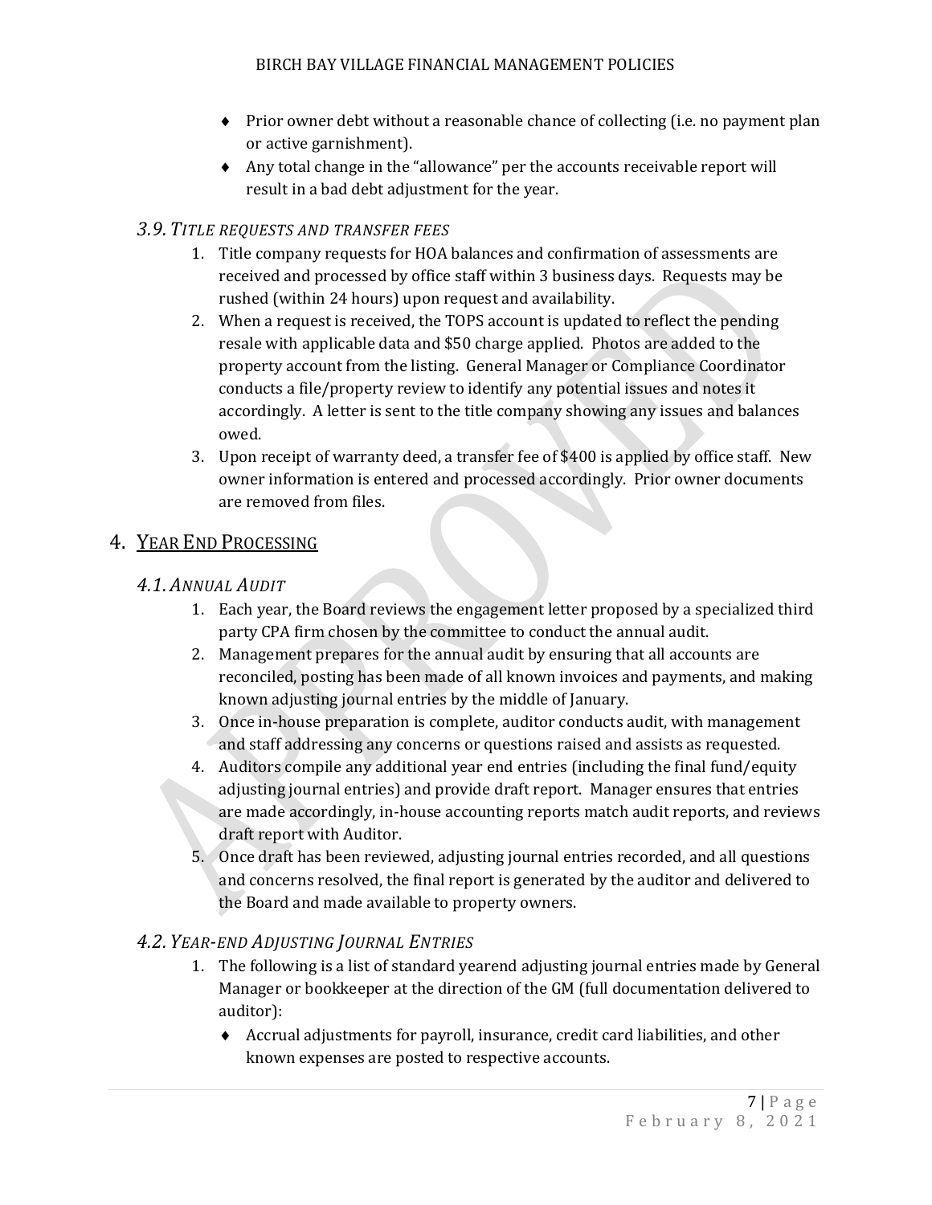- Prior owner debt without a reasonable chance of collecting (i.e. no payment plan or active garnishment).
- Any total change in the "allowance" per the accounts receivable report will result in a bad debt adjustment for the year.

### 3.9. *Title requests and transfer fees*

1. Title company requests for HOA balances and confirmation of assessments are received and processed by office staff within 3 business days. Requests may be rushed (within 24 hours) upon request and availability.
2. When a request is received, the TOPS account is updated to reflect the pending resale with applicable data and $50 charge applied. Photos are added to the property account from the listing. General Manager or Compliance Coordinator conducts a file/property review to identify any potential issues and notes it accordingly. A letter is sent to the title company showing any issues and balances owed.
3. Upon receipt of warranty deed, a transfer fee of $400 is applied by office staff. New owner information is entered and processed accordingly. Prior owner documents are removed from files.

## 4. Year End Processing

### 4.1. *Annual Audit*

1. Each year, the Board reviews the engagement letter proposed by a specialized third party CPA firm chosen by the committee to conduct the annual audit.
2. Management prepares for the annual audit by ensuring that all accounts are reconciled, posting has been made of all known invoices and payments, and making known adjusting journal entries by the middle of January.
3. Once in-house preparation is complete, auditor conducts audit, with management and staff addressing any concerns or questions raised and assists as requested.
4. Auditors compile any additional year end entries (including the final fund/equity adjusting journal entries) and provide draft report. Manager ensures that entries are made accordingly, in-house accounting reports match audit reports, and reviews draft report with Auditor.
5. Once draft has been reviewed, adjusting journal entries recorded, and all questions and concerns resolved, the final report is generated by the auditor and delivered to the Board and made available to property owners.

### 4.2. *Year-end Adjusting Journal Entries*

1. The following is a list of standard yearend adjusting journal entries made by General Manager or bookkeeper at the direction of the GM (full documentation delivered to auditor):
   - Accrual adjustments for payroll, insurance, credit card liabilities, and other known expenses are posted to respective accounts.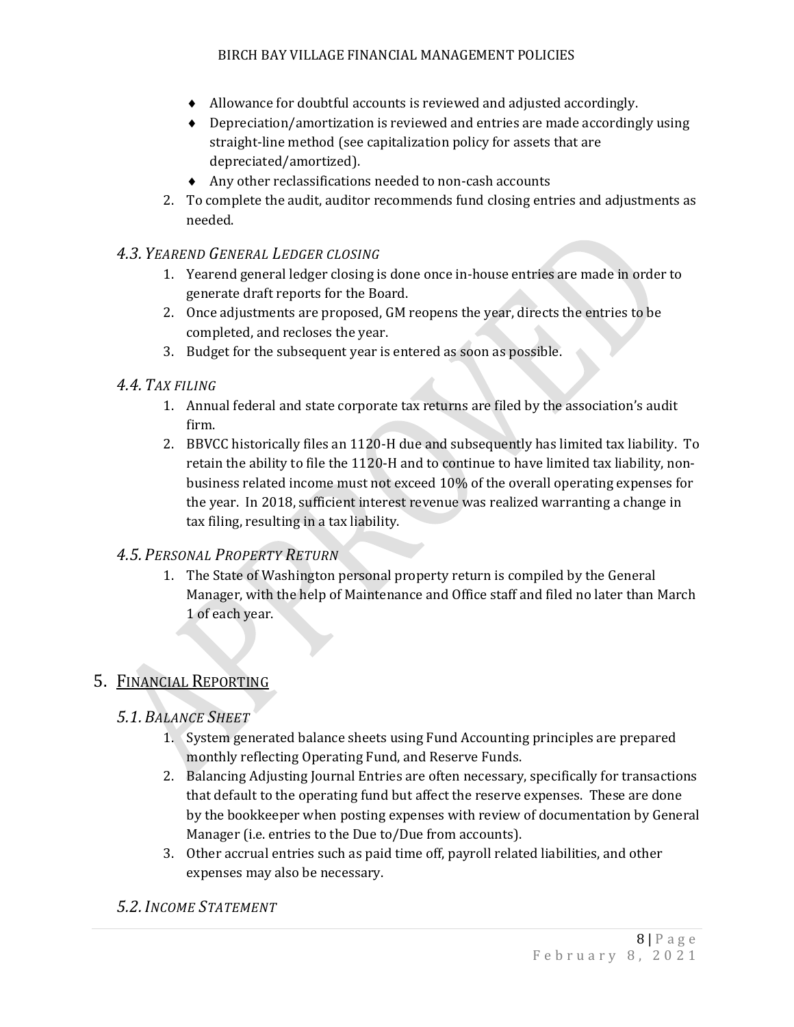- Allowance for doubtful accounts is reviewed and adjusted accordingly.
- Depreciation/amortization is reviewed and entries are made accordingly using straight-line method (see capitalization policy for assets that are depreciated/amortized).
- Any other reclassifications needed to non-cash accounts

2. To complete the audit, auditor recommends fund closing entries and adjustments as needed.

### 4.3. *Yearend General Ledger closing*

1. Yearend general ledger closing is done once in-house entries are made in order to generate draft reports for the Board.
2. Once adjustments are proposed, GM reopens the year, directs the entries to be completed, and recloses the year.
3. Budget for the subsequent year is entered as soon as possible.

### 4.4. *Tax filing*

1. Annual federal and state corporate tax returns are filed by the association's audit firm.
2. BBVCC historically files an 1120-H due and subsequently has limited tax liability. To retain the ability to file the 1120-H and to continue to have limited tax liability, non-business related income must not exceed 10% of the overall operating expenses for the year. In 2018, sufficient interest revenue was realized warranting a change in tax filing, resulting in a tax liability.

### 4.5. *Personal Property Return*

1. The State of Washington personal property return is compiled by the General Manager, with the help of Maintenance and Office staff and filed no later than March 1 of each year.

## 5. Financial Reporting

### 5.1. *Balance Sheet*

1. System generated balance sheets using Fund Accounting principles are prepared monthly reflecting Operating Fund, and Reserve Funds.
2. Balancing Adjusting Journal Entries are often necessary, specifically for transactions that default to the operating fund but affect the reserve expenses. These are done by the bookkeeper when posting expenses with review of documentation by General Manager (i.e. entries to the Due to/Due from accounts).
3. Other accrual entries such as paid time off, payroll related liabilities, and other expenses may also be necessary.

### 5.2. *Income Statement*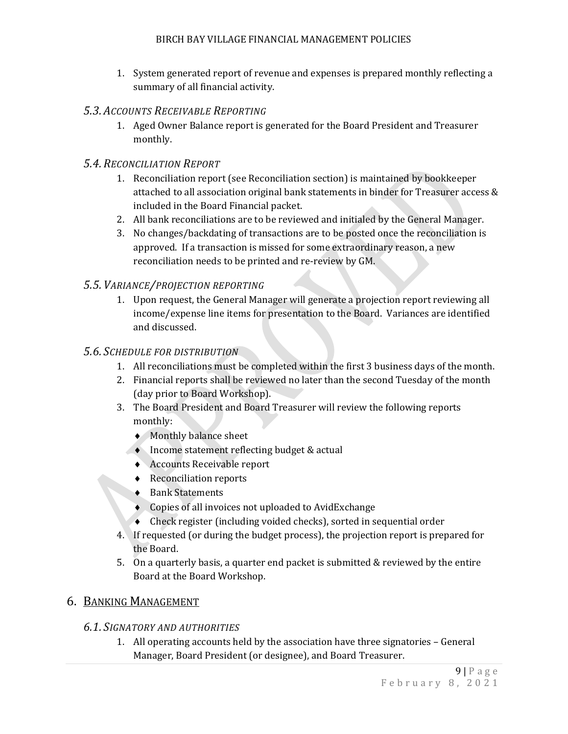1. System generated report of revenue and expenses is prepared monthly reflecting a summary of all financial activity.

### 5.3. *Accounts Receivable Reporting*

1. Aged Owner Balance report is generated for the Board President and Treasurer monthly.

### 5.4. *Reconciliation Report*

1. Reconciliation report (see Reconciliation section) is maintained by bookkeeper attached to all association original bank statements in binder for Treasurer access & included in the Board Financial packet.
2. All bank reconciliations are to be reviewed and initialed by the General Manager.
3. No changes/backdating of transactions are to be posted once the reconciliation is approved. If a transaction is missed for some extraordinary reason, a new reconciliation needs to be printed and re-review by GM.

### 5.5. *Variance/projection reporting*

1. Upon request, the General Manager will generate a projection report reviewing all income/expense line items for presentation to the Board. Variances are identified and discussed.

### 5.6. *Schedule for distribution*

1. All reconciliations must be completed within the first 3 business days of the month.
2. Financial reports shall be reviewed no later than the second Tuesday of the month (day prior to Board Workshop).
3. The Board President and Board Treasurer will review the following reports monthly:
   - Monthly balance sheet
   - Income statement reflecting budget & actual
   - Accounts Receivable report
   - Reconciliation reports
   - Bank Statements
   - Copies of all invoices not uploaded to AvidExchange
   - Check register (including voided checks), sorted in sequential order
4. If requested (or during the budget process), the projection report is prepared for the Board.
5. On a quarterly basis, a quarter end packet is submitted & reviewed by the entire Board at the Board Workshop.

## 6. Banking Management

### 6.1. *Signatory and authorities*

1. All operating accounts held by the association have three signatories – General Manager, Board President (or designee), and Board Treasurer.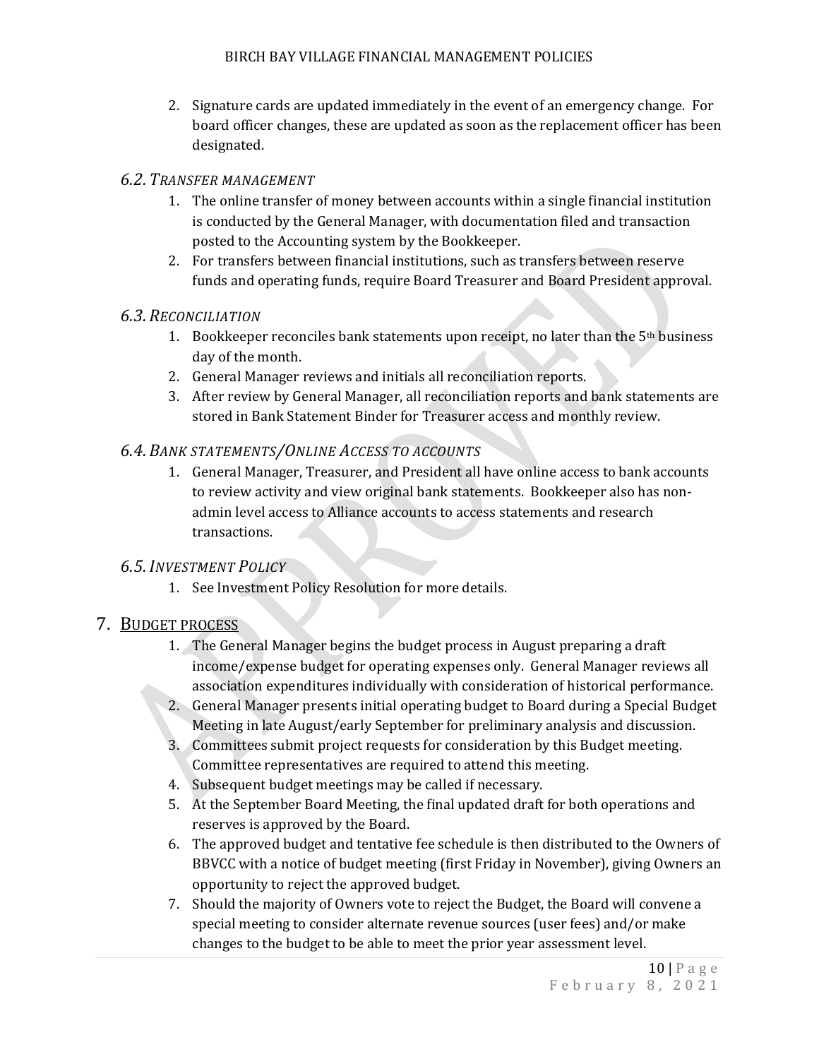2. Signature cards are updated immediately in the event of an emergency change. For board officer changes, these are updated as soon as the replacement officer has been designated.

### 6.2. *Transfer management*

1. The online transfer of money between accounts within a single financial institution is conducted by the General Manager, with documentation filed and transaction posted to the Accounting system by the Bookkeeper.
2. For transfers between financial institutions, such as transfers between reserve funds and operating funds, require Board Treasurer and Board President approval.

### 6.3. *Reconciliation*

1. Bookkeeper reconciles bank statements upon receipt, no later than the 5th business day of the month.
2. General Manager reviews and initials all reconciliation reports.
3. After review by General Manager, all reconciliation reports and bank statements are stored in Bank Statement Binder for Treasurer access and monthly review.

### 6.4. *Bank statements/Online Access to accounts*

1. General Manager, Treasurer, and President all have online access to bank accounts to review activity and view original bank statements. Bookkeeper also has non-admin level access to Alliance accounts to access statements and research transactions.

### 6.5. *Investment Policy*

1. See Investment Policy Resolution for more details.

## 7. Budget process

1. The General Manager begins the budget process in August preparing a draft income/expense budget for operating expenses only. General Manager reviews all association expenditures individually with consideration of historical performance.
2. General Manager presents initial operating budget to Board during a Special Budget Meeting in late August/early September for preliminary analysis and discussion.
3. Committees submit project requests for consideration by this Budget meeting. Committee representatives are required to attend this meeting.
4. Subsequent budget meetings may be called if necessary.
5. At the September Board Meeting, the final updated draft for both operations and reserves is approved by the Board.
6. The approved budget and tentative fee schedule is then distributed to the Owners of BBVCC with a notice of budget meeting (first Friday in November), giving Owners an opportunity to reject the approved budget.
7. Should the majority of Owners vote to reject the Budget, the Board will convene a special meeting to consider alternate revenue sources (user fees) and/or make changes to the budget to be able to meet the prior year assessment level.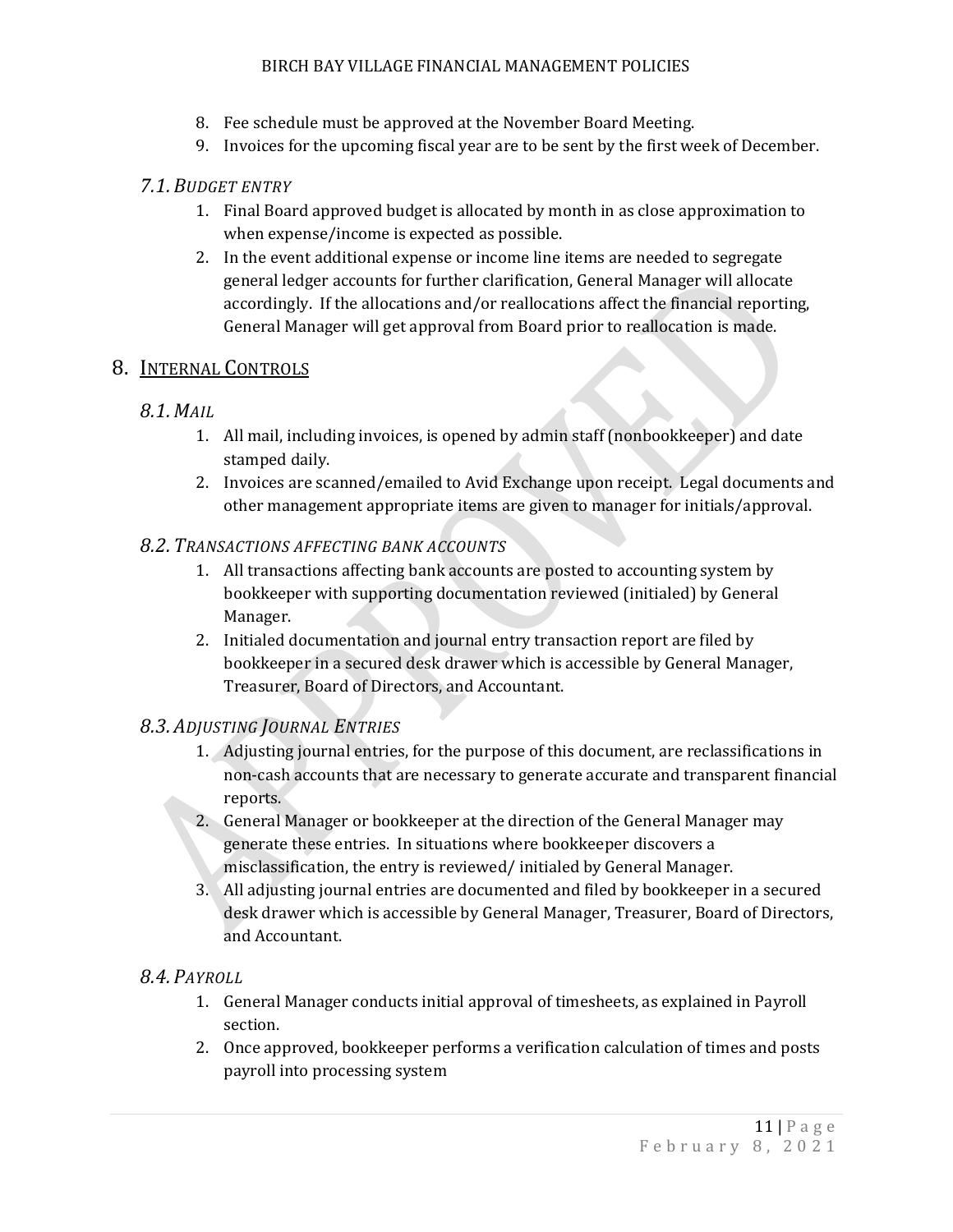8. Fee schedule must be approved at the November Board Meeting.
9. Invoices for the upcoming fiscal year are to be sent by the first week of December.

### 7.1. *BUDGET ENTRY*

1. Final Board approved budget is allocated by month in as close approximation to when expense/income is expected as possible.
2. In the event additional expense or income line items are needed to segregate general ledger accounts for further clarification, General Manager will allocate accordingly. If the allocations and/or reallocations affect the financial reporting, General Manager will get approval from Board prior to reallocation is made.

## 8. <u>INTERNAL CONTROLS</u>

### 8.1. *MAIL*

1. All mail, including invoices, is opened by admin staff (nonbookkeeper) and date stamped daily.
2. Invoices are scanned/emailed to Avid Exchange upon receipt. Legal documents and other management appropriate items are given to manager for initials/approval.

### 8.2. *TRANSACTIONS AFFECTING BANK ACCOUNTS*

1. All transactions affecting bank accounts are posted to accounting system by bookkeeper with supporting documentation reviewed (initialed) by General Manager.
2. Initialed documentation and journal entry transaction report are filed by bookkeeper in a secured desk drawer which is accessible by General Manager, Treasurer, Board of Directors, and Accountant.

### 8.3. *ADJUSTING JOURNAL ENTRIES*

1. Adjusting journal entries, for the purpose of this document, are reclassifications in non-cash accounts that are necessary to generate accurate and transparent financial reports.
2. General Manager or bookkeeper at the direction of the General Manager may generate these entries. In situations where bookkeeper discovers a misclassification, the entry is reviewed/ initialed by General Manager.
3. All adjusting journal entries are documented and filed by bookkeeper in a secured desk drawer which is accessible by General Manager, Treasurer, Board of Directors, and Accountant.

### 8.4. *PAYROLL*

1. General Manager conducts initial approval of timesheets, as explained in Payroll section.
2. Once approved, bookkeeper performs a verification calculation of times and posts payroll into processing system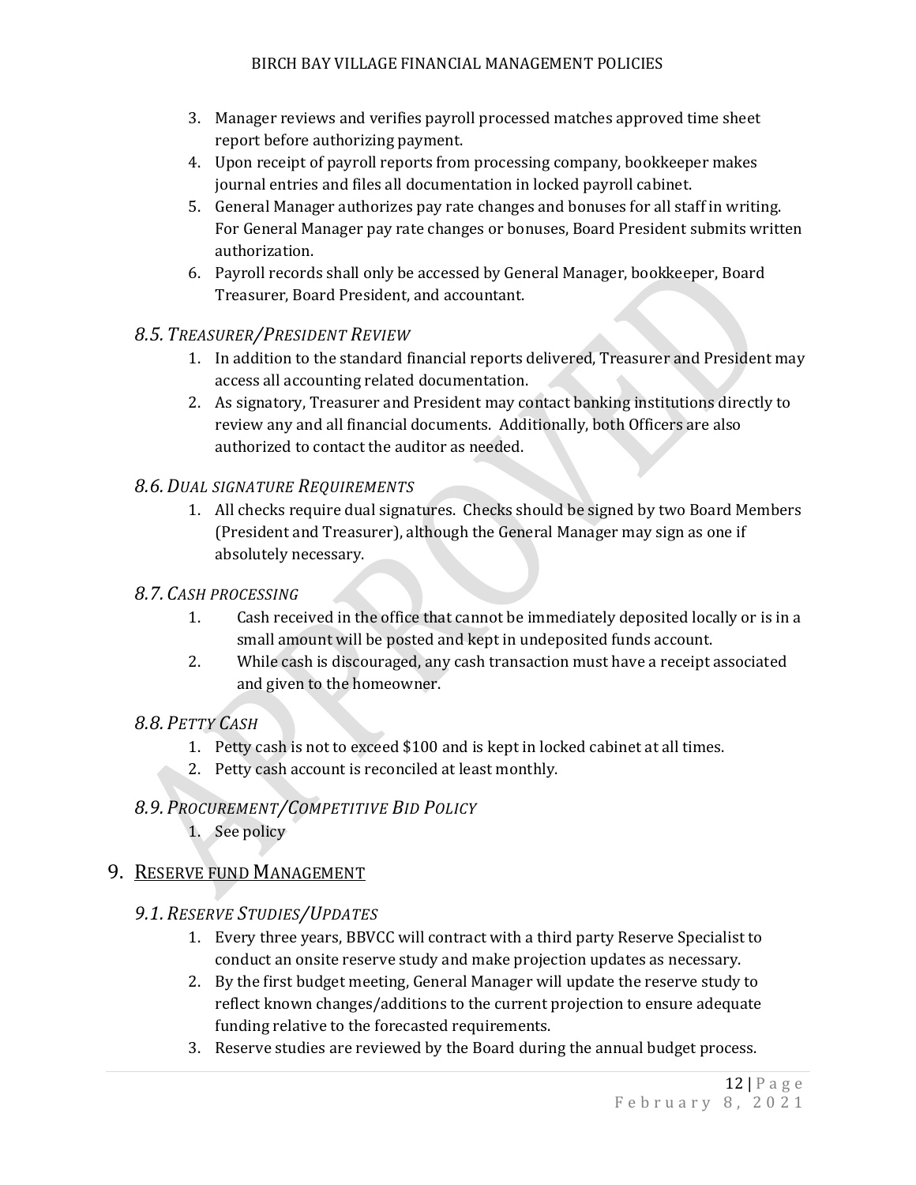3. Manager reviews and verifies payroll processed matches approved time sheet report before authorizing payment.
4. Upon receipt of payroll reports from processing company, bookkeeper makes journal entries and files all documentation in locked payroll cabinet.
5. General Manager authorizes pay rate changes and bonuses for all staff in writing. For General Manager pay rate changes or bonuses, Board President submits written authorization.
6. Payroll records shall only be accessed by General Manager, bookkeeper, Board Treasurer, Board President, and accountant.

### *8.5. Treasurer/President Review*

1. In addition to the standard financial reports delivered, Treasurer and President may access all accounting related documentation.
2. As signatory, Treasurer and President may contact banking institutions directly to review any and all financial documents. Additionally, both Officers are also authorized to contact the auditor as needed.

### *8.6. Dual signature Requirements*

1. All checks require dual signatures. Checks should be signed by two Board Members (President and Treasurer), although the General Manager may sign as one if absolutely necessary.

### *8.7. Cash processing*

1. Cash received in the office that cannot be immediately deposited locally or is in a small amount will be posted and kept in undeposited funds account.
2. While cash is discouraged, any cash transaction must have a receipt associated and given to the homeowner.

### *8.8. Petty Cash*

1. Petty cash is not to exceed $100 and is kept in locked cabinet at all times.
2. Petty cash account is reconciled at least monthly.

### *8.9. Procurement/Competitive Bid Policy*

1. See policy

## 9. Reserve fund Management

### *9.1. Reserve Studies/Updates*

1. Every three years, BBVCC will contract with a third party Reserve Specialist to conduct an onsite reserve study and make projection updates as necessary.
2. By the first budget meeting, General Manager will update the reserve study to reflect known changes/additions to the current projection to ensure adequate funding relative to the forecasted requirements.
3. Reserve studies are reviewed by the Board during the annual budget process.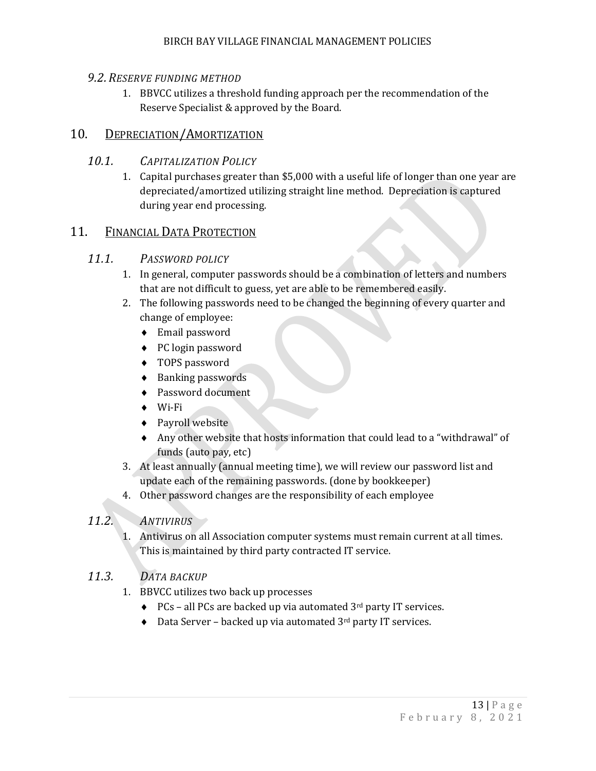### 9.2. *Reserve funding method*

1. BBVCC utilizes a threshold funding approach per the recommendation of the Reserve Specialist & approved by the Board.

## 10. Depreciation/Amortization

### 10.1. *Capitalization Policy*

1. Capital purchases greater than $5,000 with a useful life of longer than one year are depreciated/amortized utilizing straight line method. Depreciation is captured during year end processing.

## 11. Financial Data Protection

### 11.1. *Password policy*

1. In general, computer passwords should be a combination of letters and numbers that are not difficult to guess, yet are able to be remembered easily.
2. The following passwords need to be changed the beginning of every quarter and change of employee:
   - Email password
   - PC login password
   - TOPS password
   - Banking passwords
   - Password document
   - Wi-Fi
   - Payroll website
   - Any other website that hosts information that could lead to a "withdrawal" of funds (auto pay, etc)
3. At least annually (annual meeting time), we will review our password list and update each of the remaining passwords. (done by bookkeeper)
4. Other password changes are the responsibility of each employee

### 11.2. *Antivirus*

1. Antivirus on all Association computer systems must remain current at all times. This is maintained by third party contracted IT service.

### 11.3. *Data backup*

1. BBVCC utilizes two back up processes
   - PCs – all PCs are backed up via automated 3rd party IT services.
   - Data Server – backed up via automated 3rd party IT services.